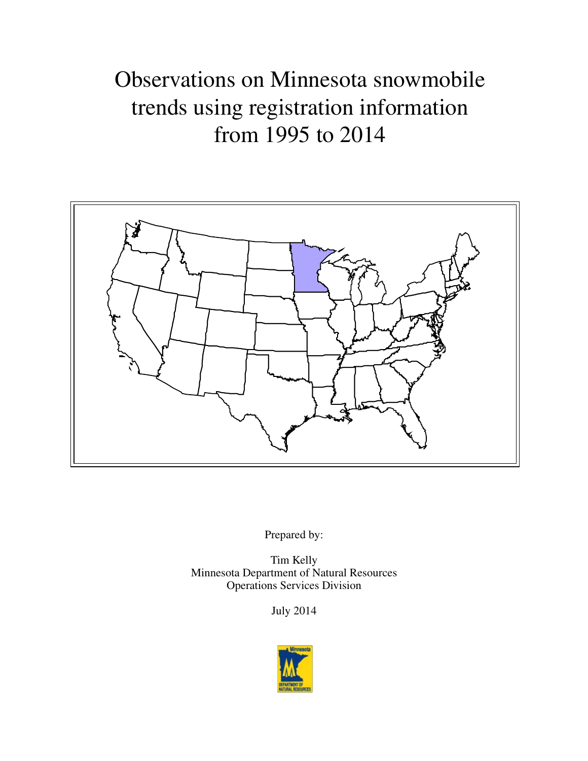# Observations on Minnesota snowmobile trends using registration information from 1995 to 2014

Prepared by:

Tim Kelly
Minnesota Department of Natural Resources
Operations Services Division

July 2014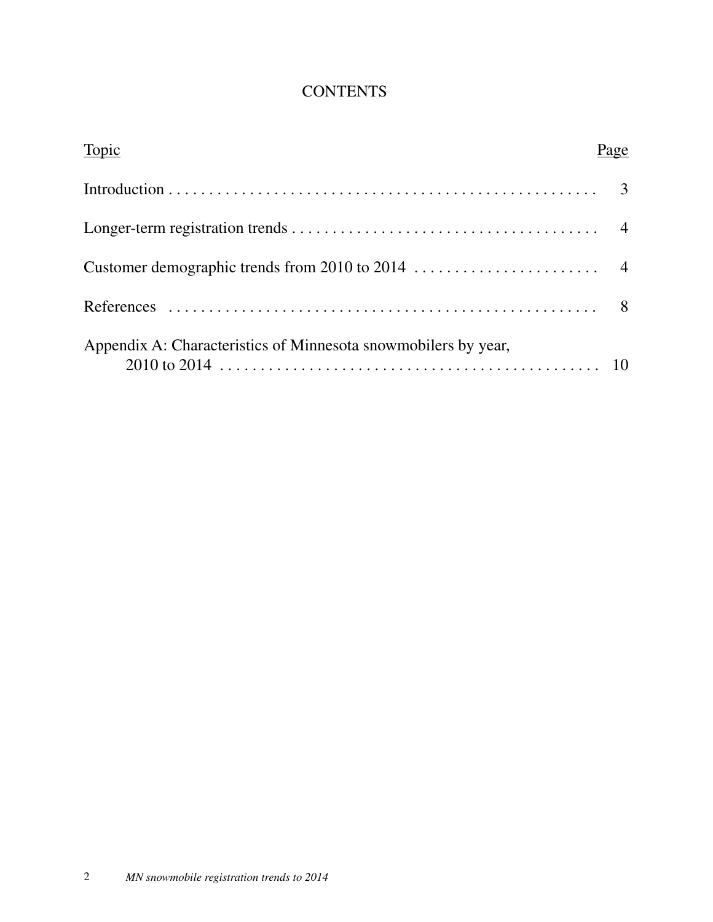# CONTENTS

| Topic | Page |
|---|---|
| Introduction | 3 |
| Longer-term registration trends | 4 |
| Customer demographic trends from 2010 to 2014 | 4 |
| References | 8 |
| Appendix A: Characteristics of Minnesota snowmobilers by year, 2010 to 2014 | 10 |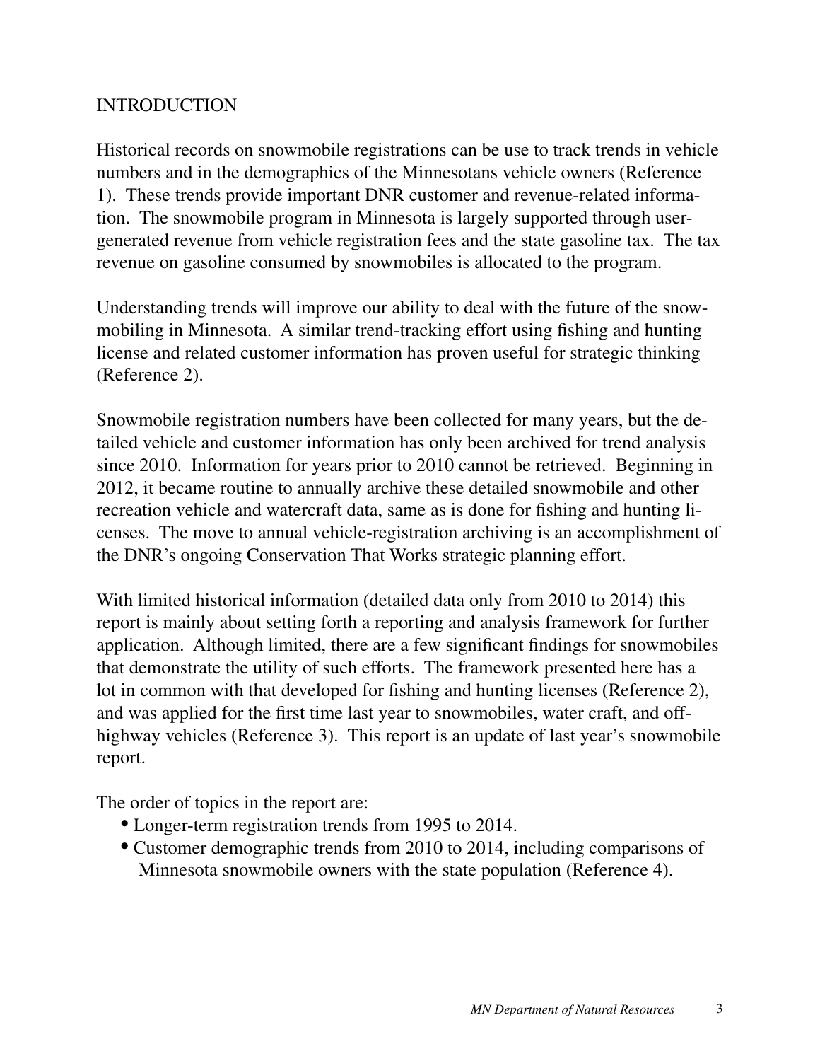# INTRODUCTION

Historical records on snowmobile registrations can be use to track trends in vehicle numbers and in the demographics of the Minnesotans vehicle owners (Reference 1). These trends provide important DNR customer and revenue-related information. The snowmobile program in Minnesota is largely supported through user-generated revenue from vehicle registration fees and the state gasoline tax. The tax revenue on gasoline consumed by snowmobiles is allocated to the program.

Understanding trends will improve our ability to deal with the future of the snowmobiling in Minnesota. A similar trend-tracking effort using fishing and hunting license and related customer information has proven useful for strategic thinking (Reference 2).

Snowmobile registration numbers have been collected for many years, but the detailed vehicle and customer information has only been archived for trend analysis since 2010. Information for years prior to 2010 cannot be retrieved. Beginning in 2012, it became routine to annually archive these detailed snowmobile and other recreation vehicle and watercraft data, same as is done for fishing and hunting licenses. The move to annual vehicle-registration archiving is an accomplishment of the DNR's ongoing Conservation That Works strategic planning effort.

With limited historical information (detailed data only from 2010 to 2014) this report is mainly about setting forth a reporting and analysis framework for further application. Although limited, there are a few significant findings for snowmobiles that demonstrate the utility of such efforts. The framework presented here has a lot in common with that developed for fishing and hunting licenses (Reference 2), and was applied for the first time last year to snowmobiles, water craft, and off-highway vehicles (Reference 3). This report is an update of last year's snowmobile report.

The order of topics in the report are:

- Longer-term registration trends from 1995 to 2014.
- Customer demographic trends from 2010 to 2014, including comparisons of Minnesota snowmobile owners with the state population (Reference 4).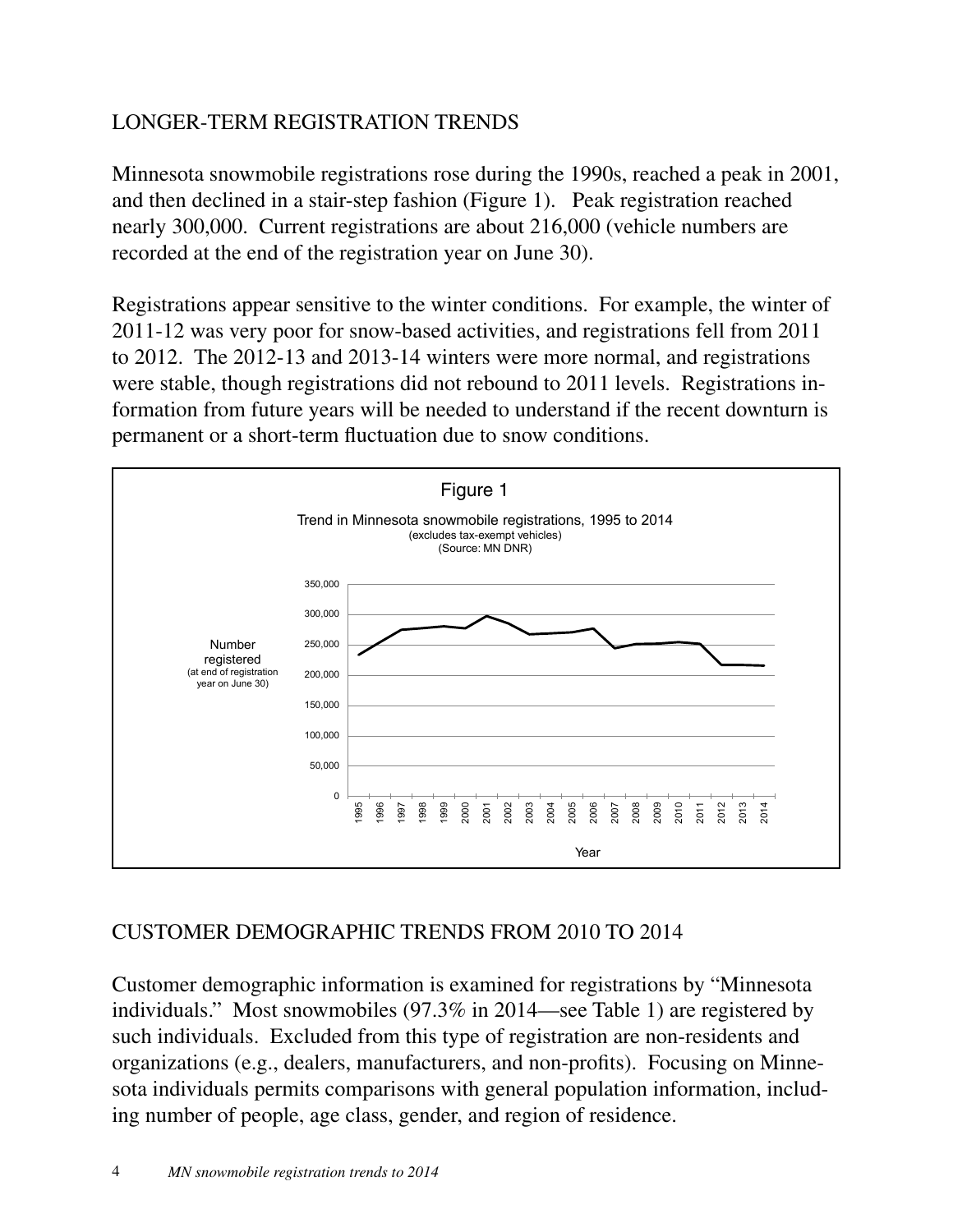## LONGER-TERM REGISTRATION TRENDS

Minnesota snowmobile registrations rose during the 1990s, reached a peak in 2001, and then declined in a stair-step fashion (Figure 1). Peak registration reached nearly 300,000. Current registrations are about 216,000 (vehicle numbers are recorded at the end of the registration year on June 30).

Registrations appear sensitive to the winter conditions. For example, the winter of 2011-12 was very poor for snow-based activities, and registrations fell from 2011 to 2012. The 2012-13 and 2013-14 winters were more normal, and registrations were stable, though registrations did not rebound to 2011 levels. Registrations information from future years will be needed to understand if the recent downturn is permanent or a short-term fluctuation due to snow conditions.

Figure 1

Trend in Minnesota snowmobile registrations, 1995 to 2014
(excludes tax-exempt vehicles)
(Source: MN DNR)

## CUSTOMER DEMOGRAPHIC TRENDS FROM 2010 TO 2014

Customer demographic information is examined for registrations by "Minnesota individuals." Most snowmobiles (97.3% in 2014—see Table 1) are registered by such individuals. Excluded from this type of registration are non-residents and organizations (e.g., dealers, manufacturers, and non-profits). Focusing on Minnesota individuals permits comparisons with general population information, including number of people, age class, gender, and region of residence.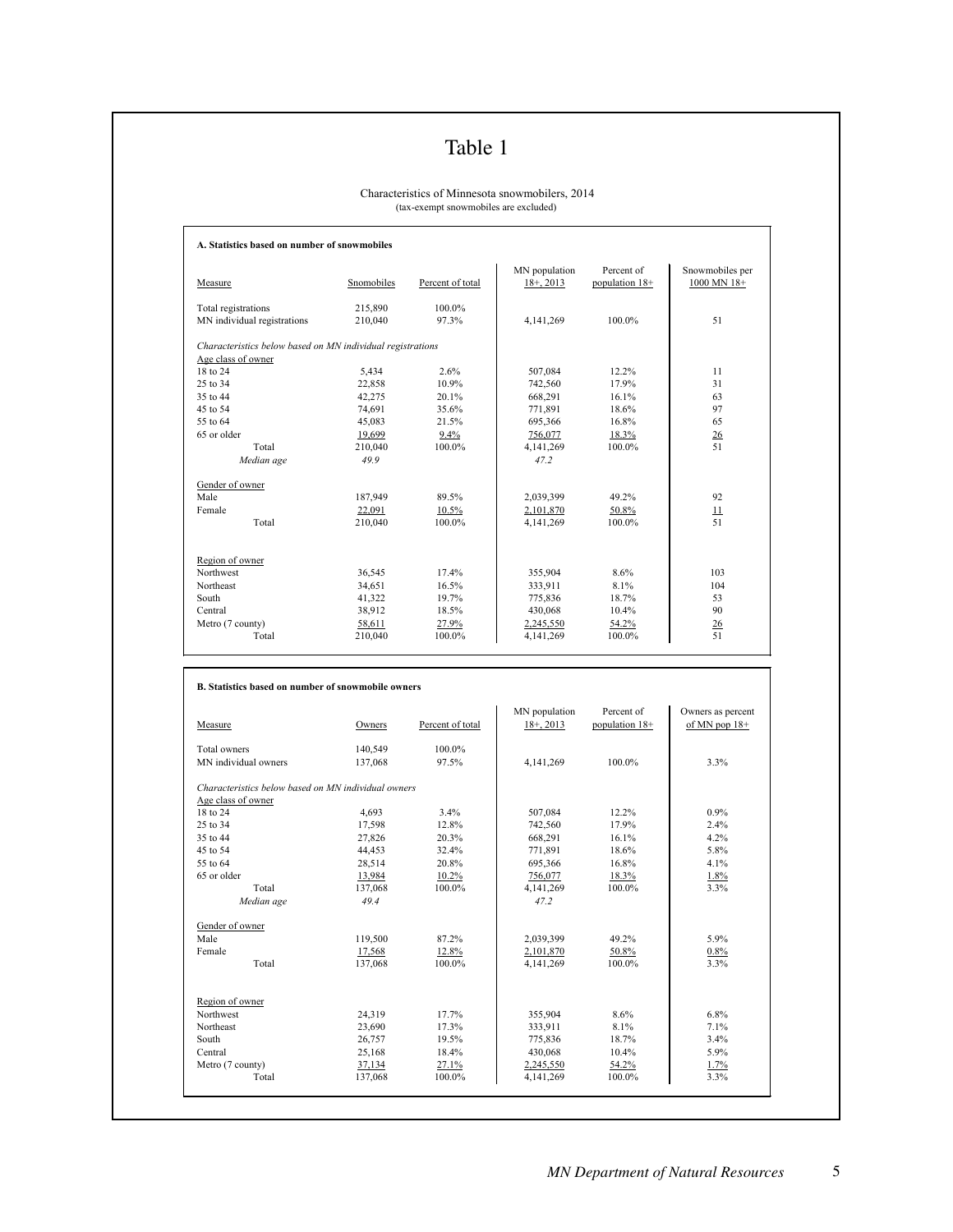# Table 1

Characteristics of Minnesota snowmobilers, 2014
(tax-exempt snowmobiles are excluded)

**A. Statistics based on number of snowmobiles**

| Measure | Snomobiles | Percent of total | MN population 18+, 2013 | Percent of population 18+ | Snowmobiles per 1000 MN 18+ |
|---|---|---|---|---|---|
| Total registrations | 215,890 | 100.0% | | | |
| MN individual registrations | 210,040 | 97.3% | 4,141,269 | 100.0% | 51 |
| *Characteristics below based on MN individual registrations* | | | | | |
| Age class of owner | | | | | |
| 18 to 24 | 5,434 | 2.6% | 507,084 | 12.2% | 11 |
| 25 to 34 | 22,858 | 10.9% | 742,560 | 17.9% | 31 |
| 35 to 44 | 42,275 | 20.1% | 668,291 | 16.1% | 63 |
| 45 to 54 | 74,691 | 35.6% | 771,891 | 18.6% | 97 |
| 55 to 64 | 45,083 | 21.5% | 695,366 | 16.8% | 65 |
| 65 or older | 19,699 | 9.4% | 756,077 | 18.3% | 26 |
| Total | 210,040 | 100.0% | 4,141,269 | 100.0% | 51 |
| *Median age* | *49.9* | | *47.2* | | |
| Gender of owner | | | | | |
| Male | 187,949 | 89.5% | 2,039,399 | 49.2% | 92 |
| Female | 22,091 | 10.5% | 2,101,870 | 50.8% | 11 |
| Total | 210,040 | 100.0% | 4,141,269 | 100.0% | 51 |
| Region of owner | | | | | |
| Northwest | 36,545 | 17.4% | 355,904 | 8.6% | 103 |
| Northeast | 34,651 | 16.5% | 333,911 | 8.1% | 104 |
| South | 41,322 | 19.7% | 775,836 | 18.7% | 53 |
| Central | 38,912 | 18.5% | 430,068 | 10.4% | 90 |
| Metro (7 county) | 58,611 | 27.9% | 2,245,550 | 54.2% | 26 |
| Total | 210,040 | 100.0% | 4,141,269 | 100.0% | 51 |

**B. Statistics based on number of snowmobile owners**

| Measure | Owners | Percent of total | MN population 18+, 2013 | Percent of population 18+ | Owners as percent of MN pop 18+ |
|---|---|---|---|---|---|
| Total owners | 140,549 | 100.0% | | | |
| MN individual owners | 137,068 | 97.5% | 4,141,269 | 100.0% | 3.3% |
| *Characteristics below based on MN individual owners* | | | | | |
| Age class of owner | | | | | |
| 18 to 24 | 4,693 | 3.4% | 507,084 | 12.2% | 0.9% |
| 25 to 34 | 17,598 | 12.8% | 742,560 | 17.9% | 2.4% |
| 35 to 44 | 27,826 | 20.3% | 668,291 | 16.1% | 4.2% |
| 45 to 54 | 44,453 | 32.4% | 771,891 | 18.6% | 5.8% |
| 55 to 64 | 28,514 | 20.8% | 695,366 | 16.8% | 4.1% |
| 65 or older | 13,984 | 10.2% | 756,077 | 18.3% | 1.8% |
| Total | 137,068 | 100.0% | 4,141,269 | 100.0% | 3.3% |
| *Median age* | *49.4* | | *47.2* | | |
| Gender of owner | | | | | |
| Male | 119,500 | 87.2% | 2,039,399 | 49.2% | 5.9% |
| Female | 17,568 | 12.8% | 2,101,870 | 50.8% | 0.8% |
| Total | 137,068 | 100.0% | 4,141,269 | 100.0% | 3.3% |
| Region of owner | | | | | |
| Northwest | 24,319 | 17.7% | 355,904 | 8.6% | 6.8% |
| Northeast | 23,690 | 17.3% | 333,911 | 8.1% | 7.1% |
| South | 26,757 | 19.5% | 775,836 | 18.7% | 3.4% |
| Central | 25,168 | 18.4% | 430,068 | 10.4% | 5.9% |
| Metro (7 county) | 37,134 | 27.1% | 2,245,550 | 54.2% | 1.7% |
| Total | 137,068 | 100.0% | 4,141,269 | 100.0% | 3.3% |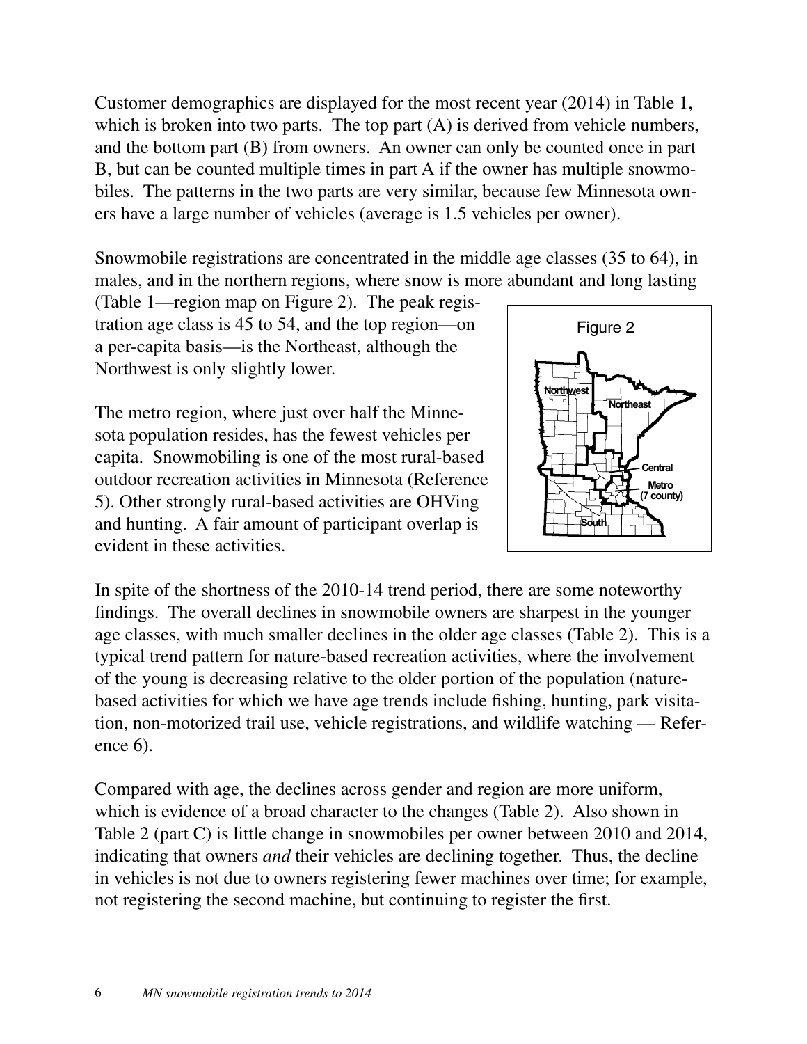Customer demographics are displayed for the most recent year (2014) in Table 1, which is broken into two parts. The top part (A) is derived from vehicle numbers, and the bottom part (B) from owners. An owner can only be counted once in part B, but can be counted multiple times in part A if the owner has multiple snowmobiles. The patterns in the two parts are very similar, because few Minnesota owners have a large number of vehicles (average is 1.5 vehicles per owner).

Snowmobile registrations are concentrated in the middle age classes (35 to 64), in males, and in the northern regions, where snow is more abundant and long lasting (Table 1—region map on Figure 2). The peak registration age class is 45 to 54, and the top region—on a per-capita basis—is the Northeast, although the Northwest is only slightly lower.

The metro region, where just over half the Minnesota population resides, has the fewest vehicles per capita. Snowmobiling is one of the most rural-based outdoor recreation activities in Minnesota (Reference 5). Other strongly rural-based activities are OHVing and hunting. A fair amount of participant overlap is evident in these activities.

Figure 2

Northwest

Northeast

Central

Metro (7 county)

South

In spite of the shortness of the 2010-14 trend period, there are some noteworthy findings. The overall declines in snowmobile owners are sharpest in the younger age classes, with much smaller declines in the older age classes (Table 2). This is a typical trend pattern for nature-based recreation activities, where the involvement of the young is decreasing relative to the older portion of the population (nature-based activities for which we have age trends include fishing, hunting, park visitation, non-motorized trail use, vehicle registrations, and wildlife watching — Reference 6).

Compared with age, the declines across gender and region are more uniform, which is evidence of a broad character to the changes (Table 2). Also shown in Table 2 (part C) is little change in snowmobiles per owner between 2010 and 2014, indicating that owners *and* their vehicles are declining together. Thus, the decline in vehicles is not due to owners registering fewer machines over time; for example, not registering the second machine, but continuing to register the first.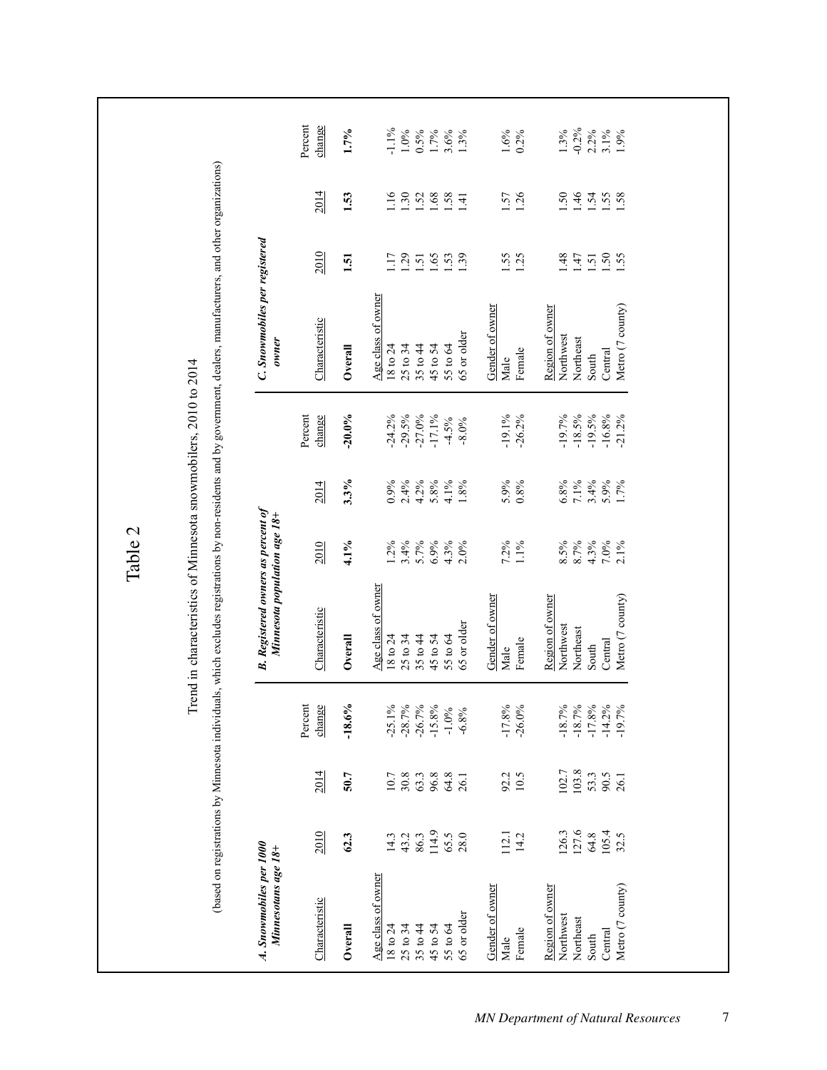# Table 2

Trend in characteristics of Minnesota snowmobilers, 2010 to 2014

(based on registrations by Minnesota individuals, which excludes registrations by non-residents and by government, dealers, manufacturers, and other organizations)

| ***A. Snowmobiles per 1000 Minnesotans age 18+*** | | | |
|---|---|---|---|
| Characteristic | 2010 | 2014 | Percent change |
| **Overall** | **62.3** | **50.7** | **-18.6%** |
| Age class of owner | | | |
| 18 to 24 | 14.3 | 10.7 | -25.1% |
| 25 to 34 | 43.2 | 30.8 | -28.7% |
| 35 to 44 | 86.3 | 63.3 | -26.7% |
| 45 to 54 | 114.9 | 96.8 | -15.8% |
| 55 to 64 | 65.5 | 64.8 | -1.0% |
| 65 or older | 28.0 | 26.1 | -6.8% |
| Gender of owner | | | |
| Male | 112.1 | 92.2 | -17.8% |
| Female | 14.2 | 10.5 | -26.0% |
| Region of owner | | | |
| Northwest | 126.3 | 102.7 | -18.7% |
| Northeast | 127.6 | 103.8 | -18.7% |
| South | 64.8 | 53.3 | -17.8% |
| Central | 105.4 | 90.5 | -14.2% |
| Metro (7 county) | 32.5 | 26.1 | -19.7% |

| ***B. Registered owners as percent of Minnesota population age 18+*** | | | |
|---|---|---|---|
| Characteristic | 2010 | 2014 | Percent change |
| **Overall** | **4.1%** | **3.3%** | **-20.0%** |
| Age class of owner | | | |
| 18 to 24 | 1.2% | 0.9% | -24.2% |
| 25 to 34 | 3.4% | 2.4% | -29.5% |
| 35 to 44 | 5.7% | 4.2% | -27.0% |
| 45 to 54 | 6.9% | 5.8% | -17.1% |
| 55 to 64 | 4.3% | 4.1% | -4.5% |
| 65 or older | 2.0% | 1.8% | -8.0% |
| Gender of owner | | | |
| Male | 7.2% | 5.9% | -19.1% |
| Female | 1.1% | 0.8% | -26.2% |
| Region of owner | | | |
| Northwest | 8.5% | 6.8% | -19.7% |
| Northeast | 8.7% | 7.1% | -18.5% |
| South | 4.3% | 3.4% | -19.5% |
| Central | 7.0% | 5.9% | -16.8% |
| Metro (7 county) | 2.1% | 1.7% | -21.2% |

| ***C. Snowmobiles per registered owner*** | | | |
|---|---|---|---|
| Characteristic | 2010 | 2014 | Percent change |
| **Overall** | **1.51** | **1.53** | **1.7%** |
| Age class of owner | | | |
| 18 to 24 | 1.17 | 1.16 | -1.1% |
| 25 to 34 | 1.29 | 1.30 | 1.0% |
| 35 to 44 | 1.51 | 1.52 | 0.5% |
| 45 to 54 | 1.65 | 1.68 | 1.7% |
| 55 to 64 | 1.53 | 1.58 | 3.6% |
| 65 or older | 1.39 | 1.41 | 1.3% |
| Gender of owner | | | |
| Male | 1.55 | 1.57 | 1.6% |
| Female | 1.25 | 1.26 | 0.2% |
| Region of owner | | | |
| Northwest | 1.48 | 1.50 | 1.3% |
| Northeast | 1.47 | 1.46 | -0.2% |
| South | 1.51 | 1.54 | 2.2% |
| Central | 1.50 | 1.55 | 3.1% |
| Metro (7 county) | 1.55 | 1.58 | 1.9% |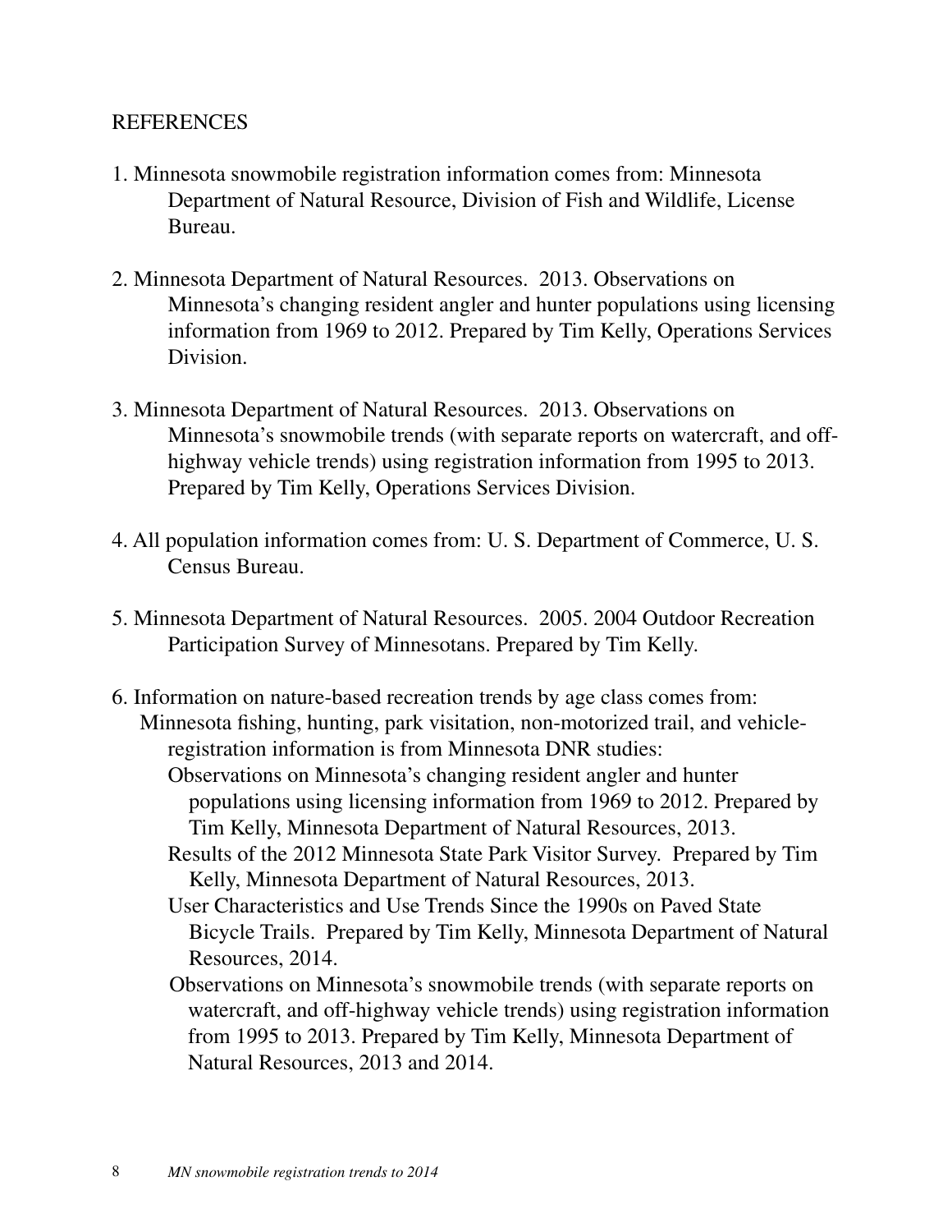## REFERENCES

1. Minnesota snowmobile registration information comes from: Minnesota Department of Natural Resource, Division of Fish and Wildlife, License Bureau.

2. Minnesota Department of Natural Resources. 2013. Observations on Minnesota's changing resident angler and hunter populations using licensing information from 1969 to 2012. Prepared by Tim Kelly, Operations Services Division.

3. Minnesota Department of Natural Resources. 2013. Observations on Minnesota's snowmobile trends (with separate reports on watercraft, and off-highway vehicle trends) using registration information from 1995 to 2013. Prepared by Tim Kelly, Operations Services Division.

4. All population information comes from: U. S. Department of Commerce, U. S. Census Bureau.

5. Minnesota Department of Natural Resources. 2005. 2004 Outdoor Recreation Participation Survey of Minnesotans. Prepared by Tim Kelly.

6. Information on nature-based recreation trends by age class comes from:
   Minnesota fishing, hunting, park visitation, non-motorized trail, and vehicle-registration information is from Minnesota DNR studies:
   - Observations on Minnesota's changing resident angler and hunter populations using licensing information from 1969 to 2012. Prepared by Tim Kelly, Minnesota Department of Natural Resources, 2013.
   - Results of the 2012 Minnesota State Park Visitor Survey. Prepared by Tim Kelly, Minnesota Department of Natural Resources, 2013.
   - User Characteristics and Use Trends Since the 1990s on Paved State Bicycle Trails. Prepared by Tim Kelly, Minnesota Department of Natural Resources, 2014.
   - Observations on Minnesota's snowmobile trends (with separate reports on watercraft, and off-highway vehicle trends) using registration information from 1995 to 2013. Prepared by Tim Kelly, Minnesota Department of Natural Resources, 2013 and 2014.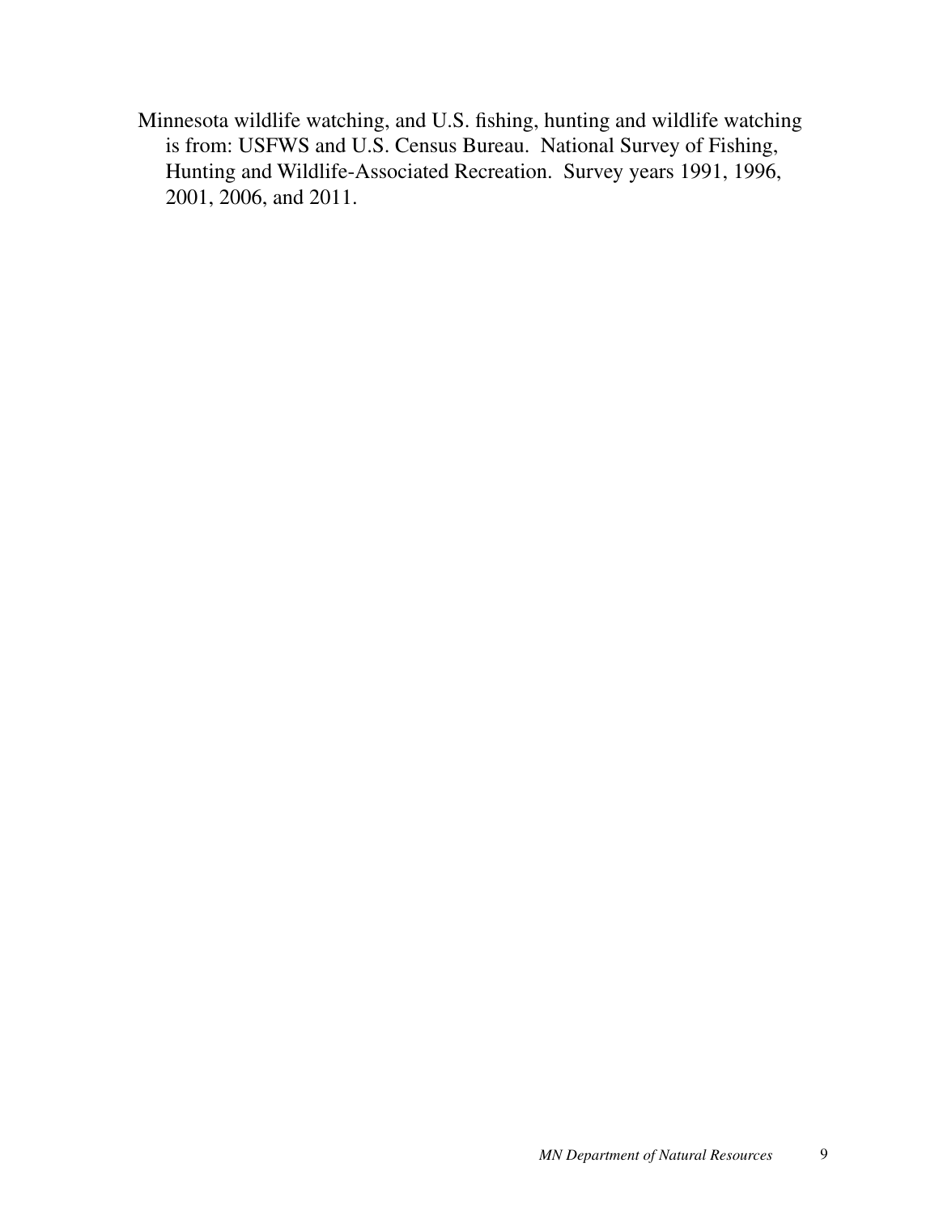Minnesota wildlife watching, and U.S. fishing, hunting and wildlife watching is from: USFWS and U.S. Census Bureau. National Survey of Fishing, Hunting and Wildlife-Associated Recreation. Survey years 1991, 1996, 2001, 2006, and 2011.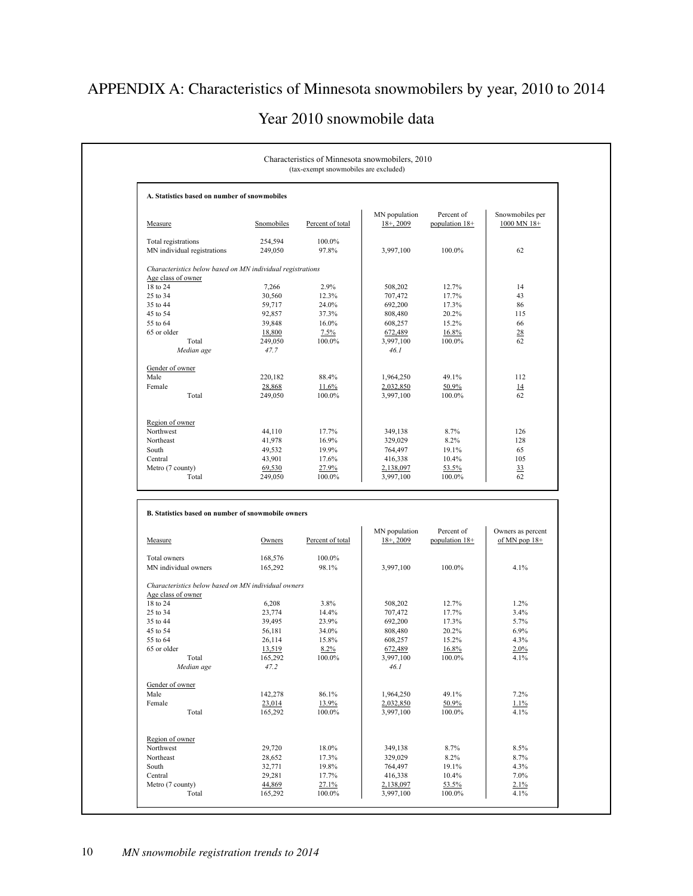# APPENDIX A: Characteristics of Minnesota snowmobilers by year, 2010 to 2014

## Year 2010 snowmobile data

Characteristics of Minnesota snowmobilers, 2010
(tax-exempt snowmobiles are excluded)

**A. Statistics based on number of snowmobiles**

| Measure | Snomobiles | Percent of total | MN population 18+, 2009 | Percent of population 18+ | Snowmobiles per 1000 MN 18+ |
|---|---|---|---|---|---|
| Total registrations | 254,594 | 100.0% | | | |
| MN individual registrations | 249,050 | 97.8% | 3,997,100 | 100.0% | 62 |
| *Characteristics below based on MN individual registrations* | | | | | |
| Age class of owner | | | | | |
| 18 to 24 | 7,266 | 2.9% | 508,202 | 12.7% | 14 |
| 25 to 34 | 30,560 | 12.3% | 707,472 | 17.7% | 43 |
| 35 to 44 | 59,717 | 24.0% | 692,200 | 17.3% | 86 |
| 45 to 54 | 92,857 | 37.3% | 808,480 | 20.2% | 115 |
| 55 to 64 | 39,848 | 16.0% | 608,257 | 15.2% | 66 |
| 65 or older | 18,800 | 7.5% | 672,489 | 16.8% | 28 |
| Total | 249,050 | 100.0% | 3,997,100 | 100.0% | 62 |
| *Median age* | *47.7* | | *46.1* | | |
| Gender of owner | | | | | |
| Male | 220,182 | 88.4% | 1,964,250 | 49.1% | 112 |
| Female | 28,868 | 11.6% | 2,032,850 | 50.9% | 14 |
| Total | 249,050 | 100.0% | 3,997,100 | 100.0% | 62 |
| Region of owner | | | | | |
| Northwest | 44,110 | 17.7% | 349,138 | 8.7% | 126 |
| Northeast | 41,978 | 16.9% | 329,029 | 8.2% | 128 |
| South | 49,532 | 19.9% | 764,497 | 19.1% | 65 |
| Central | 43,901 | 17.6% | 416,338 | 10.4% | 105 |
| Metro (7 county) | 69,530 | 27.9% | 2,138,097 | 53.5% | 33 |
| Total | 249,050 | 100.0% | 3,997,100 | 100.0% | 62 |

**B. Statistics based on number of snowmobile owners**

| Measure | Owners | Percent of total | MN population 18+, 2009 | Percent of population 18+ | Owners as percent of MN pop 18+ |
|---|---|---|---|---|---|
| Total owners | 168,576 | 100.0% | | | |
| MN individual owners | 165,292 | 98.1% | 3,997,100 | 100.0% | 4.1% |
| *Characteristics below based on MN individual owners* | | | | | |
| Age class of owner | | | | | |
| 18 to 24 | 6,208 | 3.8% | 508,202 | 12.7% | 1.2% |
| 25 to 34 | 23,774 | 14.4% | 707,472 | 17.7% | 3.4% |
| 35 to 44 | 39,495 | 23.9% | 692,200 | 17.3% | 5.7% |
| 45 to 54 | 56,181 | 34.0% | 808,480 | 20.2% | 6.9% |
| 55 to 64 | 26,114 | 15.8% | 608,257 | 15.2% | 4.3% |
| 65 or older | 13,519 | 8.2% | 672,489 | 16.8% | 2.0% |
| Total | 165,292 | 100.0% | 3,997,100 | 100.0% | 4.1% |
| *Median age* | *47.2* | | *46.1* | | |
| Gender of owner | | | | | |
| Male | 142,278 | 86.1% | 1,964,250 | 49.1% | 7.2% |
| Female | 23,014 | 13.9% | 2,032,850 | 50.9% | 1.1% |
| Total | 165,292 | 100.0% | 3,997,100 | 100.0% | 4.1% |
| Region of owner | | | | | |
| Northwest | 29,720 | 18.0% | 349,138 | 8.7% | 8.5% |
| Northeast | 28,652 | 17.3% | 329,029 | 8.2% | 8.7% |
| South | 32,771 | 19.8% | 764,497 | 19.1% | 4.3% |
| Central | 29,281 | 17.7% | 416,338 | 10.4% | 7.0% |
| Metro (7 county) | 44,869 | 27.1% | 2,138,097 | 53.5% | 2.1% |
| Total | 165,292 | 100.0% | 3,997,100 | 100.0% | 4.1% |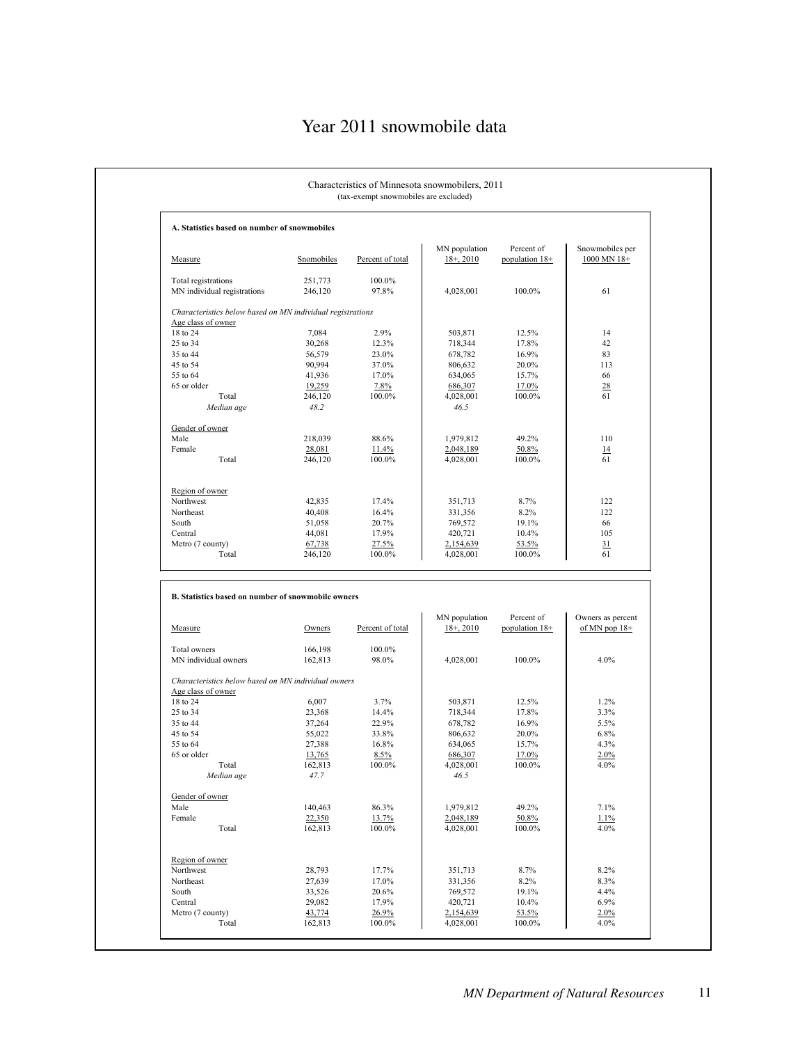# Year 2011 snowmobile data

Characteristics of Minnesota snowmobilers, 2011
(tax-exempt snowmobiles are excluded)

**A. Statistics based on number of snowmobiles**

| Measure | Snomobiles | Percent of total | MN population 18+, 2010 | Percent of population 18+ | Snowmobiles per 1000 MN 18+ |
|---|---|---|---|---|---|
| Total registrations | 251,773 | 100.0% | | | |
| MN individual registrations | 246,120 | 97.8% | 4,028,001 | 100.0% | 61 |
| *Characteristics below based on MN individual registrations* | | | | | |
| Age class of owner | | | | | |
| 18 to 24 | 7,084 | 2.9% | 503,871 | 12.5% | 14 |
| 25 to 34 | 30,268 | 12.3% | 718,344 | 17.8% | 42 |
| 35 to 44 | 56,579 | 23.0% | 678,782 | 16.9% | 83 |
| 45 to 54 | 90,994 | 37.0% | 806,632 | 20.0% | 113 |
| 55 to 64 | 41,936 | 17.0% | 634,065 | 15.7% | 66 |
| 65 or older | 19,259 | 7.8% | 686,307 | 17.0% | 28 |
| Total | 246,120 | 100.0% | 4,028,001 | 100.0% | 61 |
| *Median age* | *48.2* | | *46.5* | | |
| Gender of owner | | | | | |
| Male | 218,039 | 88.6% | 1,979,812 | 49.2% | 110 |
| Female | 28,081 | 11.4% | 2,048,189 | 50.8% | 14 |
| Total | 246,120 | 100.0% | 4,028,001 | 100.0% | 61 |
| Region of owner | | | | | |
| Northwest | 42,835 | 17.4% | 351,713 | 8.7% | 122 |
| Northeast | 40,408 | 16.4% | 331,356 | 8.2% | 122 |
| South | 51,058 | 20.7% | 769,572 | 19.1% | 66 |
| Central | 44,081 | 17.9% | 420,721 | 10.4% | 105 |
| Metro (7 county) | 67,738 | 27.5% | 2,154,639 | 53.5% | 31 |
| Total | 246,120 | 100.0% | 4,028,001 | 100.0% | 61 |

**B. Statistics based on number of snowmobile owners**

| Measure | Owners | Percent of total | MN population 18+, 2010 | Percent of population 18+ | Owners as percent of MN pop 18+ |
|---|---|---|---|---|---|
| Total owners | 166,198 | 100.0% | | | |
| MN individual owners | 162,813 | 98.0% | 4,028,001 | 100.0% | 4.0% |
| *Characteristics below based on MN individual owners* | | | | | |
| Age class of owner | | | | | |
| 18 to 24 | 6,007 | 3.7% | 503,871 | 12.5% | 1.2% |
| 25 to 34 | 23,368 | 14.4% | 718,344 | 17.8% | 3.3% |
| 35 to 44 | 37,264 | 22.9% | 678,782 | 16.9% | 5.5% |
| 45 to 54 | 55,022 | 33.8% | 806,632 | 20.0% | 6.8% |
| 55 to 64 | 27,388 | 16.8% | 634,065 | 15.7% | 4.3% |
| 65 or older | 13,765 | 8.5% | 686,307 | 17.0% | 2.0% |
| Total | 162,813 | 100.0% | 4,028,001 | 100.0% | 4.0% |
| *Median age* | *47.7* | | *46.5* | | |
| Gender of owner | | | | | |
| Male | 140,463 | 86.3% | 1,979,812 | 49.2% | 7.1% |
| Female | 22,350 | 13.7% | 2,048,189 | 50.8% | 1.1% |
| Total | 162,813 | 100.0% | 4,028,001 | 100.0% | 4.0% |
| Region of owner | | | | | |
| Northwest | 28,793 | 17.7% | 351,713 | 8.7% | 8.2% |
| Northeast | 27,639 | 17.0% | 331,356 | 8.2% | 8.3% |
| South | 33,526 | 20.6% | 769,572 | 19.1% | 4.4% |
| Central | 29,082 | 17.9% | 420,721 | 10.4% | 6.9% |
| Metro (7 county) | 43,774 | 26.9% | 2,154,639 | 53.5% | 2.0% |
| Total | 162,813 | 100.0% | 4,028,001 | 100.0% | 4.0% |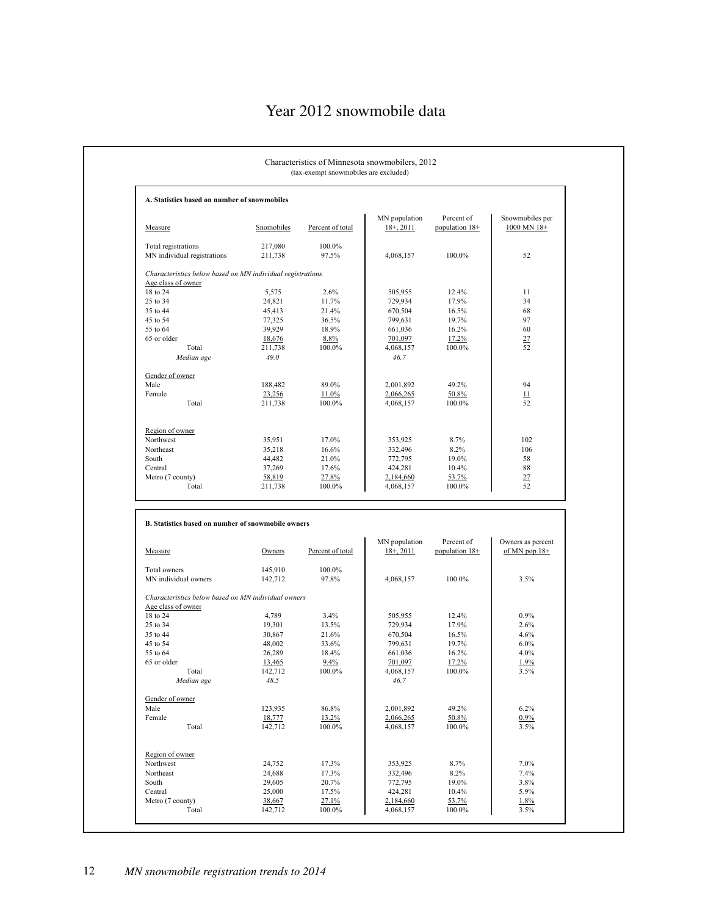# Year 2012 snowmobile data

Characteristics of Minnesota snowmobilers, 2012
(tax-exempt snowmobiles are excluded)

**A. Statistics based on number of snowmobiles**

| Measure | Snomobiles | Percent of total | MN population 18+, 2011 | Percent of population 18+ | Snowmobiles per 1000 MN 18+ |
|---|---|---|---|---|---|
| Total registrations | 217,080 | 100.0% | | | |
| MN individual registrations | 211,738 | 97.5% | 4,068,157 | 100.0% | 52 |
| *Characteristics below based on MN individual registrations* | | | | | |
| Age class of owner | | | | | |
| 18 to 24 | 5,575 | 2.6% | 505,955 | 12.4% | 11 |
| 25 to 34 | 24,821 | 11.7% | 729,934 | 17.9% | 34 |
| 35 to 44 | 45,413 | 21.4% | 670,504 | 16.5% | 68 |
| 45 to 54 | 77,325 | 36.5% | 799,631 | 19.7% | 97 |
| 55 to 64 | 39,929 | 18.9% | 661,036 | 16.2% | 60 |
| 65 or older | 18,676 | 8.8% | 701,097 | 17.2% | 27 |
| Total | 211,738 | 100.0% | 4,068,157 | 100.0% | 52 |
| *Median age* | *49.0* | | *46.7* | | |
| Gender of owner | | | | | |
| Male | 188,482 | 89.0% | 2,001,892 | 49.2% | 94 |
| Female | 23,256 | 11.0% | 2,066,265 | 50.8% | 11 |
| Total | 211,738 | 100.0% | 4,068,157 | 100.0% | 52 |
| Region of owner | | | | | |
| Northwest | 35,951 | 17.0% | 353,925 | 8.7% | 102 |
| Northeast | 35,218 | 16.6% | 332,496 | 8.2% | 106 |
| South | 44,482 | 21.0% | 772,795 | 19.0% | 58 |
| Central | 37,269 | 17.6% | 424,281 | 10.4% | 88 |
| Metro (7 county) | 58,819 | 27.8% | 2,184,660 | 53.7% | 27 |
| Total | 211,738 | 100.0% | 4,068,157 | 100.0% | 52 |

**B. Statistics based on number of snowmobile owners**

| Measure | Owners | Percent of total | MN population 18+, 2011 | Percent of population 18+ | Owners as percent of MN pop 18+ |
|---|---|---|---|---|---|
| Total owners | 145,910 | 100.0% | | | |
| MN individual owners | 142,712 | 97.8% | 4,068,157 | 100.0% | 3.5% |
| *Characteristics below based on MN individual owners* | | | | | |
| Age class of owner | | | | | |
| 18 to 24 | 4,789 | 3.4% | 505,955 | 12.4% | 0.9% |
| 25 to 34 | 19,301 | 13.5% | 729,934 | 17.9% | 2.6% |
| 35 to 44 | 30,867 | 21.6% | 670,504 | 16.5% | 4.6% |
| 45 to 54 | 48,002 | 33.6% | 799,631 | 19.7% | 6.0% |
| 55 to 64 | 26,289 | 18.4% | 661,036 | 16.2% | 4.0% |
| 65 or older | 13,465 | 9.4% | 701,097 | 17.2% | 1.9% |
| Total | 142,712 | 100.0% | 4,068,157 | 100.0% | 3.5% |
| *Median age* | *48.5* | | *46.7* | | |
| Gender of owner | | | | | |
| Male | 123,935 | 86.8% | 2,001,892 | 49.2% | 6.2% |
| Female | 18,777 | 13.2% | 2,066,265 | 50.8% | 0.9% |
| Total | 142,712 | 100.0% | 4,068,157 | 100.0% | 3.5% |
| Region of owner | | | | | |
| Northwest | 24,752 | 17.3% | 353,925 | 8.7% | 7.0% |
| Northeast | 24,688 | 17.3% | 332,496 | 8.2% | 7.4% |
| South | 29,605 | 20.7% | 772,795 | 19.0% | 3.8% |
| Central | 25,000 | 17.5% | 424,281 | 10.4% | 5.9% |
| Metro (7 county) | 38,667 | 27.1% | 2,184,660 | 53.7% | 1.8% |
| Total | 142,712 | 100.0% | 4,068,157 | 100.0% | 3.5% |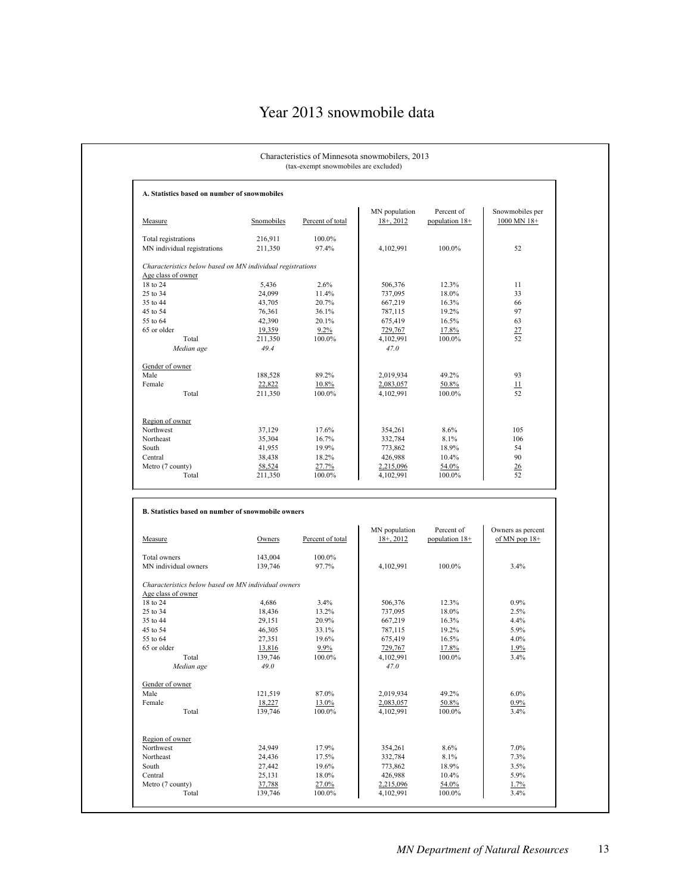# Year 2013 snowmobile data

## Characteristics of Minnesota snowmobilers, 2013

(tax-exempt snowmobiles are excluded)

### A. Statistics based on number of snowmobiles

| Measure | Snomobiles | Percent of total | MN population 18+, 2012 | Percent of population 18+ | Snowmobiles per 1000 MN 18+ |
|---|---|---|---|---|---|
| Total registrations | 216,911 | 100.0% | | | |
| MN individual registrations | 211,350 | 97.4% | 4,102,991 | 100.0% | 52 |
| *Characteristics below based on MN individual registrations* | | | | | |
| Age class of owner | | | | | |
| 18 to 24 | 5,436 | 2.6% | 506,376 | 12.3% | 11 |
| 25 to 34 | 24,099 | 11.4% | 737,095 | 18.0% | 33 |
| 35 to 44 | 43,705 | 20.7% | 667,219 | 16.3% | 66 |
| 45 to 54 | 76,361 | 36.1% | 787,115 | 19.2% | 97 |
| 55 to 64 | 42,390 | 20.1% | 675,419 | 16.5% | 63 |
| 65 or older | 19,359 | 9.2% | 729,767 | 17.8% | 27 |
| Total | 211,350 | 100.0% | 4,102,991 | 100.0% | 52 |
| *Median age* | *49.4* | | *47.0* | | |
| Gender of owner | | | | | |
| Male | 188,528 | 89.2% | 2,019,934 | 49.2% | 93 |
| Female | 22,822 | 10.8% | 2,083,057 | 50.8% | 11 |
| Total | 211,350 | 100.0% | 4,102,991 | 100.0% | 52 |
| Region of owner | | | | | |
| Northwest | 37,129 | 17.6% | 354,261 | 8.6% | 105 |
| Northeast | 35,304 | 16.7% | 332,784 | 8.1% | 106 |
| South | 41,955 | 19.9% | 773,862 | 18.9% | 54 |
| Central | 38,438 | 18.2% | 426,988 | 10.4% | 90 |
| Metro (7 county) | 58,524 | 27.7% | 2,215,096 | 54.0% | 26 |
| Total | 211,350 | 100.0% | 4,102,991 | 100.0% | 52 |

### B. Statistics based on number of snowmobile owners

| Measure | Owners | Percent of total | MN population 18+, 2012 | Percent of population 18+ | Owners as percent of MN pop 18+ |
|---|---|---|---|---|---|
| Total owners | 143,004 | 100.0% | | | |
| MN individual owners | 139,746 | 97.7% | 4,102,991 | 100.0% | 3.4% |
| *Characteristics below based on MN individual owners* | | | | | |
| Age class of owner | | | | | |
| 18 to 24 | 4,686 | 3.4% | 506,376 | 12.3% | 0.9% |
| 25 to 34 | 18,436 | 13.2% | 737,095 | 18.0% | 2.5% |
| 35 to 44 | 29,151 | 20.9% | 667,219 | 16.3% | 4.4% |
| 45 to 54 | 46,305 | 33.1% | 787,115 | 19.2% | 5.9% |
| 55 to 64 | 27,351 | 19.6% | 675,419 | 16.5% | 4.0% |
| 65 or older | 13,816 | 9.9% | 729,767 | 17.8% | 1.9% |
| Total | 139,746 | 100.0% | 4,102,991 | 100.0% | 3.4% |
| *Median age* | *49.0* | | *47.0* | | |
| Gender of owner | | | | | |
| Male | 121,519 | 87.0% | 2,019,934 | 49.2% | 6.0% |
| Female | 18,227 | 13.0% | 2,083,057 | 50.8% | 0.9% |
| Total | 139,746 | 100.0% | 4,102,991 | 100.0% | 3.4% |
| Region of owner | | | | | |
| Northwest | 24,949 | 17.9% | 354,261 | 8.6% | 7.0% |
| Northeast | 24,436 | 17.5% | 332,784 | 8.1% | 7.3% |
| South | 27,442 | 19.6% | 773,862 | 18.9% | 3.5% |
| Central | 25,131 | 18.0% | 426,988 | 10.4% | 5.9% |
| Metro (7 county) | 37,788 | 27.0% | 2,215,096 | 54.0% | 1.7% |
| Total | 139,746 | 100.0% | 4,102,991 | 100.0% | 3.4% |

*MN Department of Natural Resources*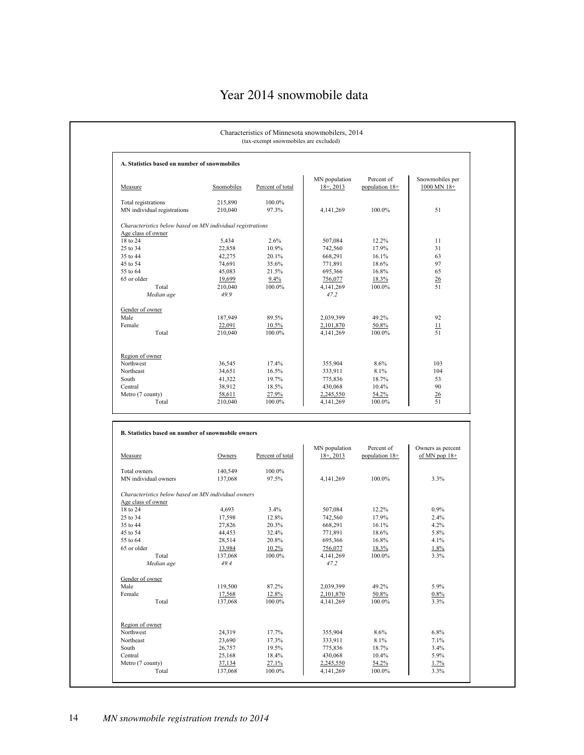# Year 2014 snowmobile data

Characteristics of Minnesota snowmobilers, 2014
(tax-exempt snowmobiles are excluded)

**A. Statistics based on number of snowmobiles**

| Measure | Snomobiles | Percent of total | MN population 18+, 2013 | Percent of population 18+ | Snowmobiles per 1000 MN 18+ |
|---|---|---|---|---|---|
| Total registrations | 215,890 | 100.0% | | | |
| MN individual registrations | 210,040 | 97.3% | 4,141,269 | 100.0% | 51 |
| *Characteristics below based on MN individual registrations* | | | | | |
| Age class of owner | | | | | |
| 18 to 24 | 5,434 | 2.6% | 507,084 | 12.2% | 11 |
| 25 to 34 | 22,858 | 10.9% | 742,560 | 17.9% | 31 |
| 35 to 44 | 42,275 | 20.1% | 668,291 | 16.1% | 63 |
| 45 to 54 | 74,691 | 35.6% | 771,891 | 18.6% | 97 |
| 55 to 64 | 45,083 | 21.5% | 695,366 | 16.8% | 65 |
| 65 or older | 19,699 | 9.4% | 756,077 | 18.3% | 26 |
| Total | 210,040 | 100.0% | 4,141,269 | 100.0% | 51 |
| *Median age* | *49.9* | | *47.2* | | |
| Gender of owner | | | | | |
| Male | 187,949 | 89.5% | 2,039,399 | 49.2% | 92 |
| Female | 22,091 | 10.5% | 2,101,870 | 50.8% | 11 |
| Total | 210,040 | 100.0% | 4,141,269 | 100.0% | 51 |
| Region of owner | | | | | |
| Northwest | 36,545 | 17.4% | 355,904 | 8.6% | 103 |
| Northeast | 34,651 | 16.5% | 333,911 | 8.1% | 104 |
| South | 41,322 | 19.7% | 775,836 | 18.7% | 53 |
| Central | 38,912 | 18.5% | 430,068 | 10.4% | 90 |
| Metro (7 county) | 58,611 | 27.9% | 2,245,550 | 54.2% | 26 |
| Total | 210,040 | 100.0% | 4,141,269 | 100.0% | 51 |

**B. Statistics based on number of snowmobile owners**

| Measure | Owners | Percent of total | MN population 18+, 2013 | Percent of population 18+ | Owners as percent of MN pop 18+ |
|---|---|---|---|---|---|
| Total owners | 140,549 | 100.0% | | | |
| MN individual owners | 137,068 | 97.5% | 4,141,269 | 100.0% | 3.3% |
| *Characteristics below based on MN individual owners* | | | | | |
| Age class of owner | | | | | |
| 18 to 24 | 4,693 | 3.4% | 507,084 | 12.2% | 0.9% |
| 25 to 34 | 17,598 | 12.8% | 742,560 | 17.9% | 2.4% |
| 35 to 44 | 27,826 | 20.3% | 668,291 | 16.1% | 4.2% |
| 45 to 54 | 44,453 | 32.4% | 771,891 | 18.6% | 5.8% |
| 55 to 64 | 28,514 | 20.8% | 695,366 | 16.8% | 4.1% |
| 65 or older | 13,984 | 10.2% | 756,077 | 18.3% | 1.8% |
| Total | 137,068 | 100.0% | 4,141,269 | 100.0% | 3.3% |
| *Median age* | *49.4* | | *47.2* | | |
| Gender of owner | | | | | |
| Male | 119,500 | 87.2% | 2,039,399 | 49.2% | 5.9% |
| Female | 17,568 | 12.8% | 2,101,870 | 50.8% | 0.8% |
| Total | 137,068 | 100.0% | 4,141,269 | 100.0% | 3.3% |
| Region of owner | | | | | |
| Northwest | 24,319 | 17.7% | 355,904 | 8.6% | 6.8% |
| Northeast | 23,690 | 17.3% | 333,911 | 8.1% | 7.1% |
| South | 26,757 | 19.5% | 775,836 | 18.7% | 3.4% |
| Central | 25,168 | 18.4% | 430,068 | 10.4% | 5.9% |
| Metro (7 county) | 37,134 | 27.1% | 2,245,550 | 54.2% | 1.7% |
| Total | 137,068 | 100.0% | 4,141,269 | 100.0% | 3.3% |